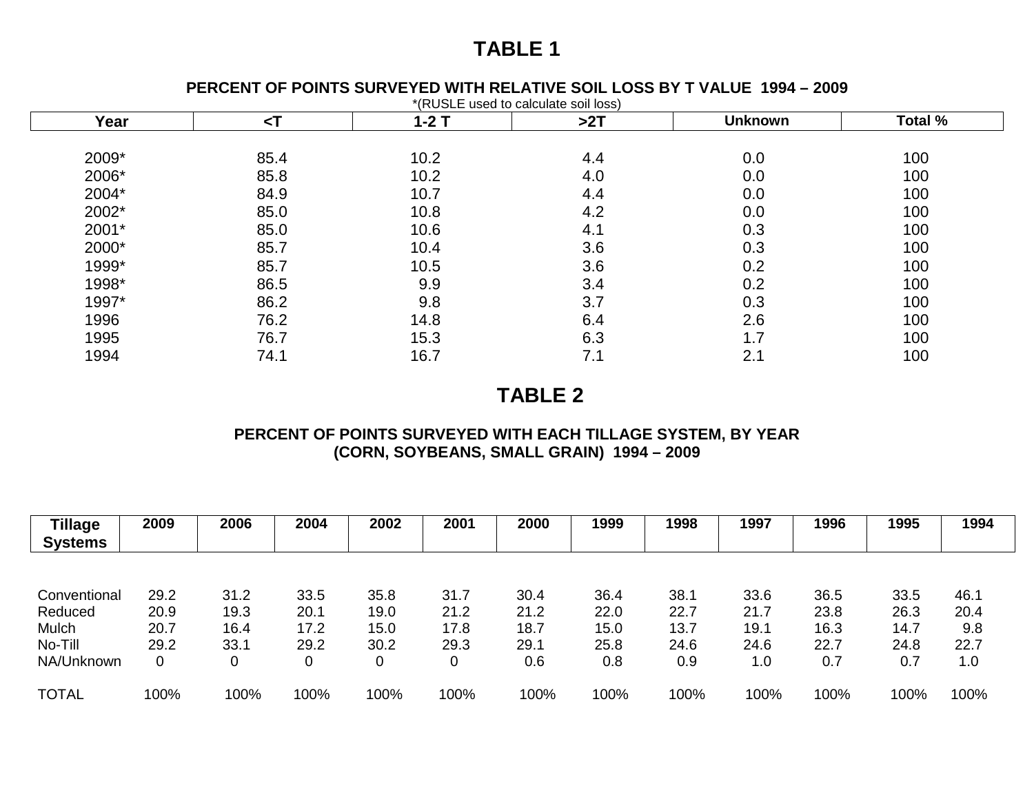# TABLE 1

### PERCENT OF POINTS SURVEYED WITH RELATIVE SOIL LOSS BY T VALUE 1994 – 2009

*(RUSLE used to calculate soil loss)

| Year | <T | 1-2 T | >2T | Unknown | Total % |
|---|---|---|---|---|---|
| 2009* | 85.4 | 10.2 | 4.4 | 0.0 | 100 |
| 2006* | 85.8 | 10.2 | 4.0 | 0.0 | 100 |
| 2004* | 84.9 | 10.7 | 4.4 | 0.0 | 100 |
| 2002* | 85.0 | 10.8 | 4.2 | 0.0 | 100 |
| 2001* | 85.0 | 10.6 | 4.1 | 0.3 | 100 |
| 2000* | 85.7 | 10.4 | 3.6 | 0.3 | 100 |
| 1999* | 85.7 | 10.5 | 3.6 | 0.2 | 100 |
| 1998* | 86.5 | 9.9 | 3.4 | 0.2 | 100 |
| 1997* | 86.2 | 9.8 | 3.7 | 0.3 | 100 |
| 1996 | 76.2 | 14.8 | 6.4 | 2.6 | 100 |
| 1995 | 76.7 | 15.3 | 6.3 | 1.7 | 100 |
| 1994 | 74.1 | 16.7 | 7.1 | 2.1 | 100 |

# TABLE 2

### PERCENT OF POINTS SURVEYED WITH EACH TILLAGE SYSTEM, BY YEAR (CORN, SOYBEANS, SMALL GRAIN) 1994 – 2009

| Tillage Systems | 2009 | 2006 | 2004 | 2002 | 2001 | 2000 | 1999 | 1998 | 1997 | 1996 | 1995 | 1994 |
|---|---|---|---|---|---|---|---|---|---|---|---|---|
| Conventional | 29.2 | 31.2 | 33.5 | 35.8 | 31.7 | 30.4 | 36.4 | 38.1 | 33.6 | 36.5 | 33.5 | 46.1 |
| Reduced | 20.9 | 19.3 | 20.1 | 19.0 | 21.2 | 21.2 | 22.0 | 22.7 | 21.7 | 23.8 | 26.3 | 20.4 |
| Mulch | 20.7 | 16.4 | 17.2 | 15.0 | 17.8 | 18.7 | 15.0 | 13.7 | 19.1 | 16.3 | 14.7 | 9.8 |
| No-Till | 29.2 | 33.1 | 29.2 | 30.2 | 29.3 | 29.1 | 25.8 | 24.6 | 24.6 | 22.7 | 24.8 | 22.7 |
| NA/Unknown | 0 | 0 | 0 | 0 | 0 | 0.6 | 0.8 | 0.9 | 1.0 | 0.7 | 0.7 | 1.0 |
| TOTAL | 100% | 100% | 100% | 100% | 100% | 100% | 100% | 100% | 100% | 100% | 100% | 100% |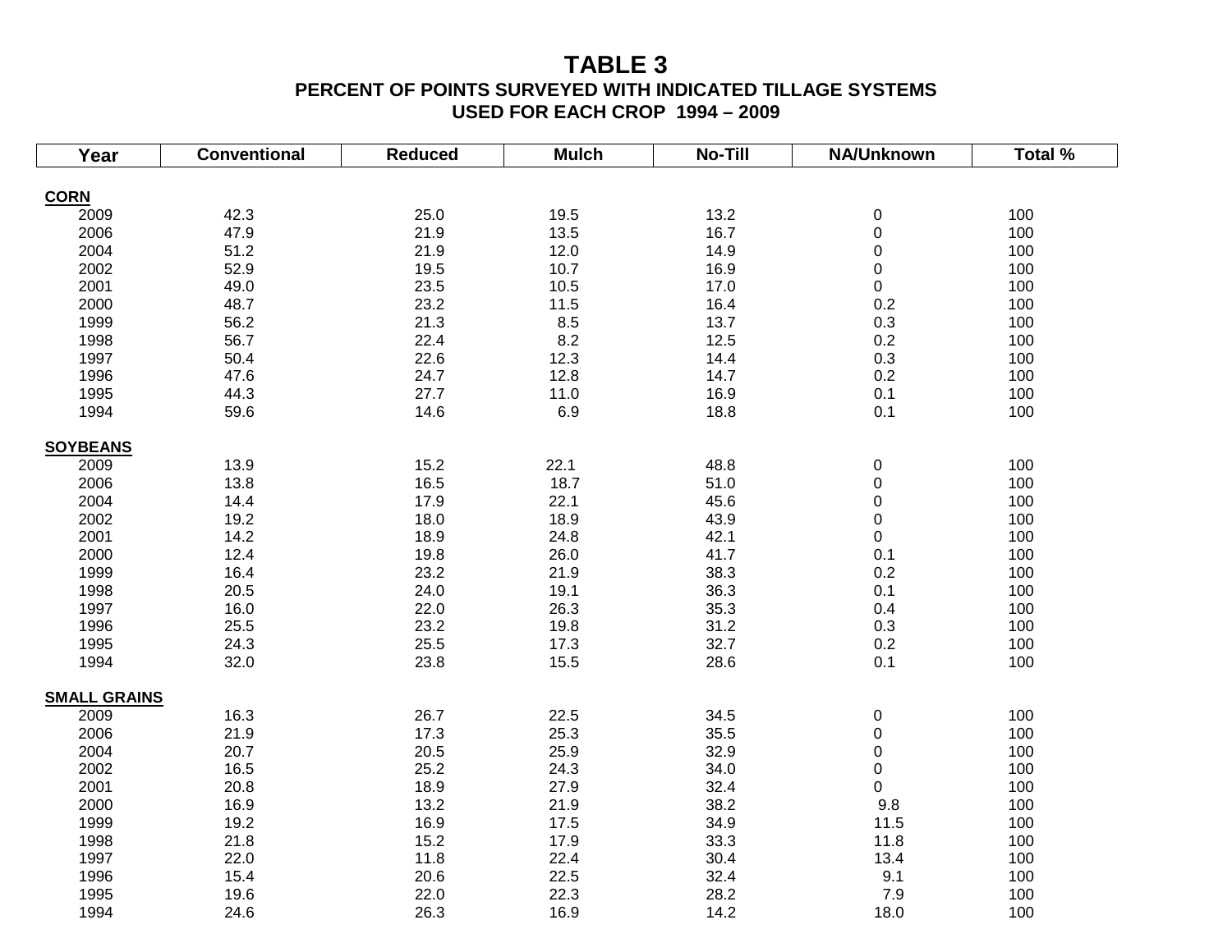# TABLE 3
## PERCENT OF POINTS SURVEYED WITH INDICATED TILLAGE SYSTEMS USED FOR EACH CROP 1994 – 2009

| Year | Conventional | Reduced | Mulch | No-Till | NA/Unknown | Total % |
|---|---|---|---|---|---|---|
| **CORN** | | | | | | |
| 2009 | 42.3 | 25.0 | 19.5 | 13.2 | 0 | 100 |
| 2006 | 47.9 | 21.9 | 13.5 | 16.7 | 0 | 100 |
| 2004 | 51.2 | 21.9 | 12.0 | 14.9 | 0 | 100 |
| 2002 | 52.9 | 19.5 | 10.7 | 16.9 | 0 | 100 |
| 2001 | 49.0 | 23.5 | 10.5 | 17.0 | 0 | 100 |
| 2000 | 48.7 | 23.2 | 11.5 | 16.4 | 0.2 | 100 |
| 1999 | 56.2 | 21.3 | 8.5 | 13.7 | 0.3 | 100 |
| 1998 | 56.7 | 22.4 | 8.2 | 12.5 | 0.2 | 100 |
| 1997 | 50.4 | 22.6 | 12.3 | 14.4 | 0.3 | 100 |
| 1996 | 47.6 | 24.7 | 12.8 | 14.7 | 0.2 | 100 |
| 1995 | 44.3 | 27.7 | 11.0 | 16.9 | 0.1 | 100 |
| 1994 | 59.6 | 14.6 | 6.9 | 18.8 | 0.1 | 100 |
| **SOYBEANS** | | | | | | |
| 2009 | 13.9 | 15.2 | 22.1 | 48.8 | 0 | 100 |
| 2006 | 13.8 | 16.5 | 18.7 | 51.0 | 0 | 100 |
| 2004 | 14.4 | 17.9 | 22.1 | 45.6 | 0 | 100 |
| 2002 | 19.2 | 18.0 | 18.9 | 43.9 | 0 | 100 |
| 2001 | 14.2 | 18.9 | 24.8 | 42.1 | 0 | 100 |
| 2000 | 12.4 | 19.8 | 26.0 | 41.7 | 0.1 | 100 |
| 1999 | 16.4 | 23.2 | 21.9 | 38.3 | 0.2 | 100 |
| 1998 | 20.5 | 24.0 | 19.1 | 36.3 | 0.1 | 100 |
| 1997 | 16.0 | 22.0 | 26.3 | 35.3 | 0.4 | 100 |
| 1996 | 25.5 | 23.2 | 19.8 | 31.2 | 0.3 | 100 |
| 1995 | 24.3 | 25.5 | 17.3 | 32.7 | 0.2 | 100 |
| 1994 | 32.0 | 23.8 | 15.5 | 28.6 | 0.1 | 100 |
| **SMALL GRAINS** | | | | | | |
| 2009 | 16.3 | 26.7 | 22.5 | 34.5 | 0 | 100 |
| 2006 | 21.9 | 17.3 | 25.3 | 35.5 | 0 | 100 |
| 2004 | 20.7 | 20.5 | 25.9 | 32.9 | 0 | 100 |
| 2002 | 16.5 | 25.2 | 24.3 | 34.0 | 0 | 100 |
| 2001 | 20.8 | 18.9 | 27.9 | 32.4 | 0 | 100 |
| 2000 | 16.9 | 13.2 | 21.9 | 38.2 | 9.8 | 100 |
| 1999 | 19.2 | 16.9 | 17.5 | 34.9 | 11.5 | 100 |
| 1998 | 21.8 | 15.2 | 17.9 | 33.3 | 11.8 | 100 |
| 1997 | 22.0 | 11.8 | 22.4 | 30.4 | 13.4 | 100 |
| 1996 | 15.4 | 20.6 | 22.5 | 32.4 | 9.1 | 100 |
| 1995 | 19.6 | 22.0 | 22.3 | 28.2 | 7.9 | 100 |
| 1994 | 24.6 | 26.3 | 16.9 | 14.2 | 18.0 | 100 |